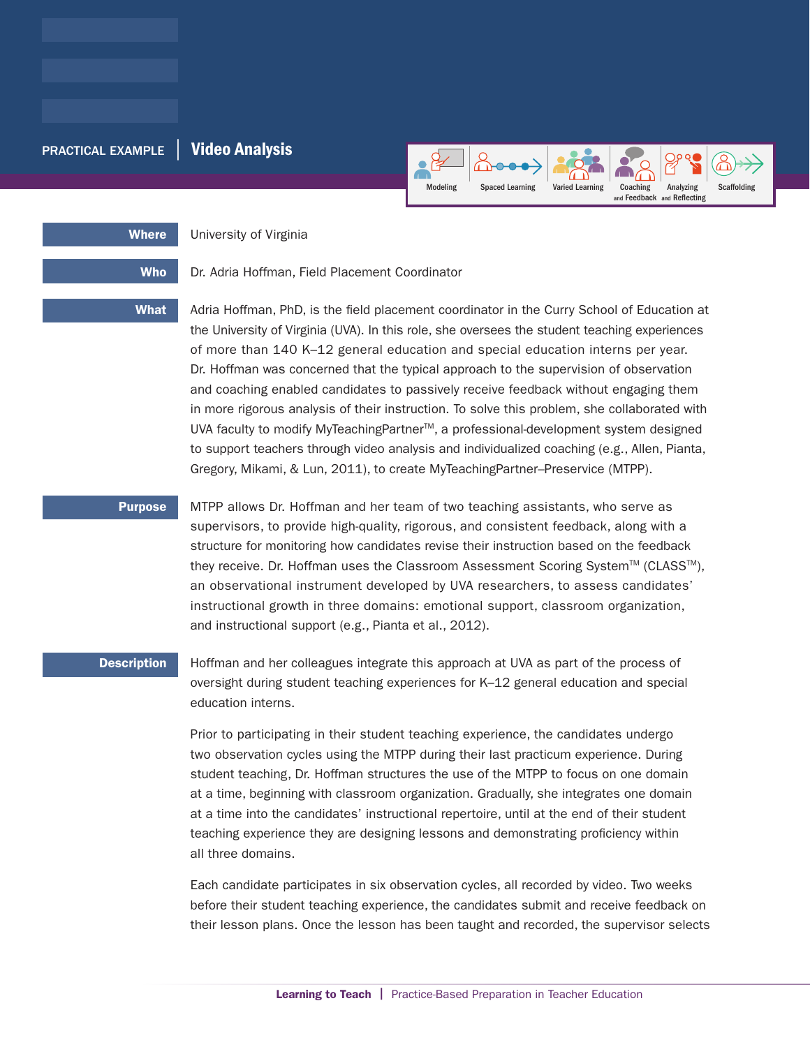PRACTICAL EXAMPLE | **Video Analysis**

Modeling | Spaced Learning | Varied Learning | Coaching and Feedback | Analyzing and Reflecting | Scaffolding

**Where** University of Virginia

**Who** Dr. Adria Hoffman, Field Placement Coordinator

**What** Adria Hoffman, PhD, is the field placement coordinator in the Curry School of Education at the University of Virginia (UVA). In this role, she oversees the student teaching experiences of more than 140 K–12 general education and special education interns per year. Dr. Hoffman was concerned that the typical approach to the supervision of observation and coaching enabled candidates to passively receive feedback without engaging them in more rigorous analysis of their instruction. To solve this problem, she collaborated with UVA faculty to modify MyTeachingPartner™, a professional-development system designed to support teachers through video analysis and individualized coaching (e.g., Allen, Pianta, Gregory, Mikami, & Lun, 2011), to create MyTeachingPartner–Preservice (MTPP).

**Purpose** MTPP allows Dr. Hoffman and her team of two teaching assistants, who serve as supervisors, to provide high-quality, rigorous, and consistent feedback, along with a structure for monitoring how candidates revise their instruction based on the feedback they receive. Dr. Hoffman uses the Classroom Assessment Scoring System™ (CLASS™), an observational instrument developed by UVA researchers, to assess candidates' instructional growth in three domains: emotional support, classroom organization, and instructional support (e.g., Pianta et al., 2012).

**Description** Hoffman and her colleagues integrate this approach at UVA as part of the process of oversight during student teaching experiences for K–12 general education and special education interns.

Prior to participating in their student teaching experience, the candidates undergo two observation cycles using the MTPP during their last practicum experience. During student teaching, Dr. Hoffman structures the use of the MTPP to focus on one domain at a time, beginning with classroom organization. Gradually, she integrates one domain at a time into the candidates' instructional repertoire, until at the end of their student teaching experience they are designing lessons and demonstrating proficiency within all three domains.

Each candidate participates in six observation cycles, all recorded by video. Two weeks before their student teaching experience, the candidates submit and receive feedback on their lesson plans. Once the lesson has been taught and recorded, the supervisor selects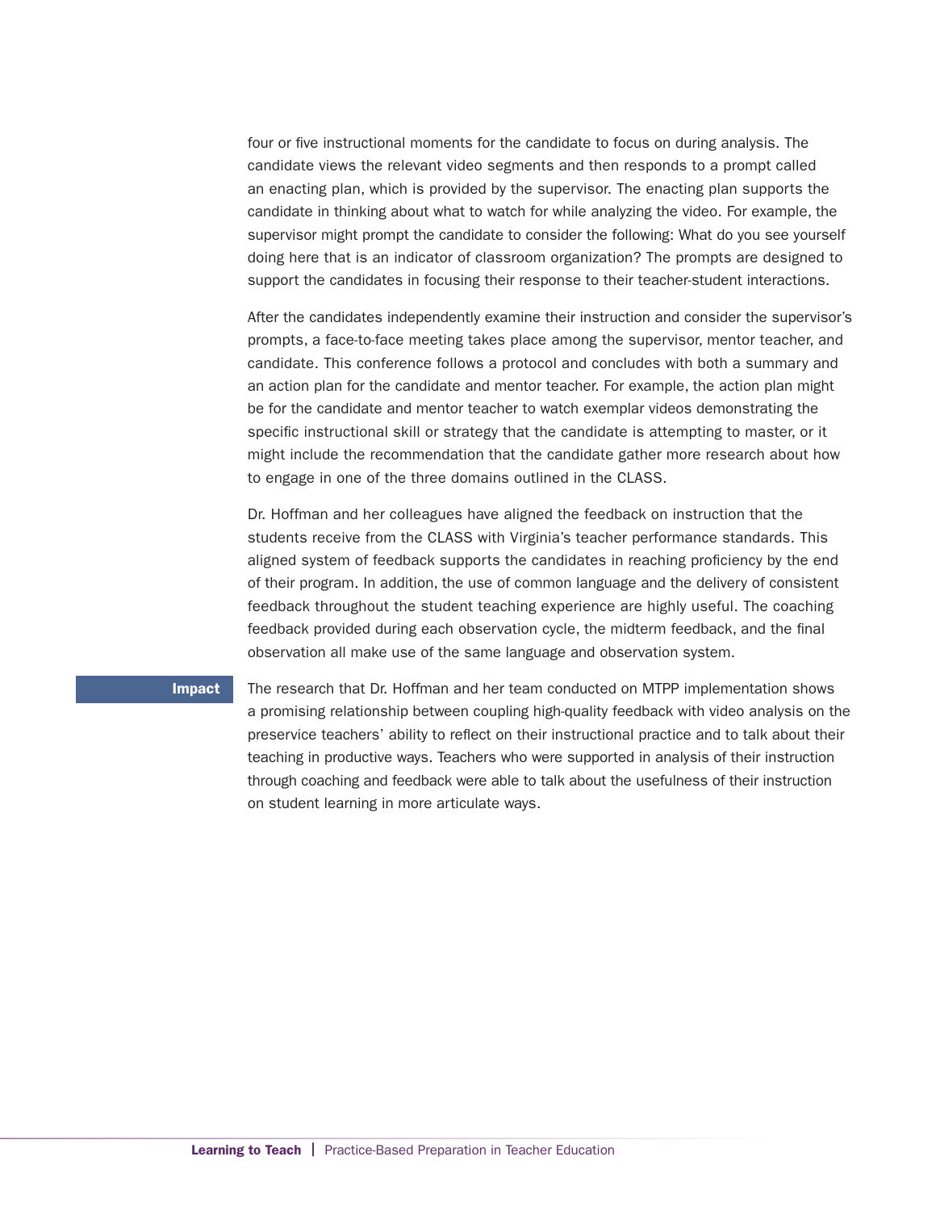four or five instructional moments for the candidate to focus on during analysis. The candidate views the relevant video segments and then responds to a prompt called an enacting plan, which is provided by the supervisor. The enacting plan supports the candidate in thinking about what to watch for while analyzing the video. For example, the supervisor might prompt the candidate to consider the following: What do you see yourself doing here that is an indicator of classroom organization? The prompts are designed to support the candidates in focusing their response to their teacher-student interactions.

After the candidates independently examine their instruction and consider the supervisor's prompts, a face-to-face meeting takes place among the supervisor, mentor teacher, and candidate. This conference follows a protocol and concludes with both a summary and an action plan for the candidate and mentor teacher. For example, the action plan might be for the candidate and mentor teacher to watch exemplar videos demonstrating the specific instructional skill or strategy that the candidate is attempting to master, or it might include the recommendation that the candidate gather more research about how to engage in one of the three domains outlined in the CLASS.

Dr. Hoffman and her colleagues have aligned the feedback on instruction that the students receive from the CLASS with Virginia's teacher performance standards. This aligned system of feedback supports the candidates in reaching proficiency by the end of their program. In addition, the use of common language and the delivery of consistent feedback throughout the student teaching experience are highly useful. The coaching feedback provided during each observation cycle, the midterm feedback, and the final observation all make use of the same language and observation system.

**Impact**

The research that Dr. Hoffman and her team conducted on MTPP implementation shows a promising relationship between coupling high-quality feedback with video analysis on the preservice teachers' ability to reflect on their instructional practice and to talk about their teaching in productive ways. Teachers who were supported in analysis of their instruction through coaching and feedback were able to talk about the usefulness of their instruction on student learning in more articulate ways.